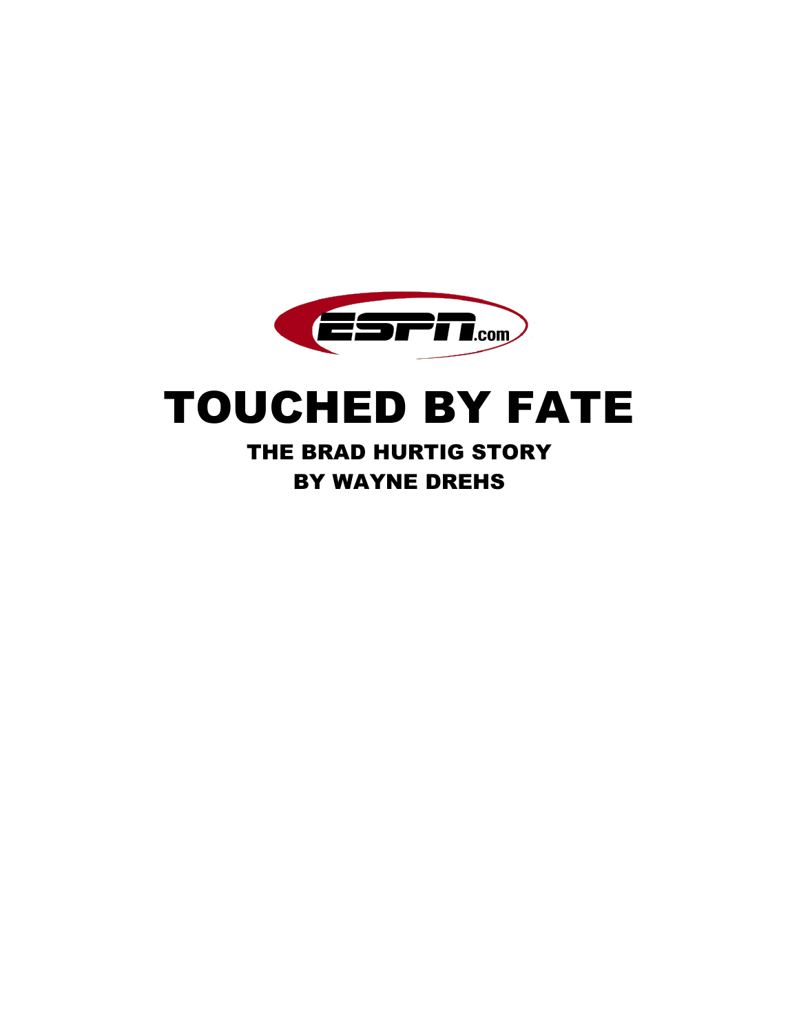ESPN.com

# TOUCHED BY FATE

## THE BRAD HURTIG STORY

## BY WAYNE DREHS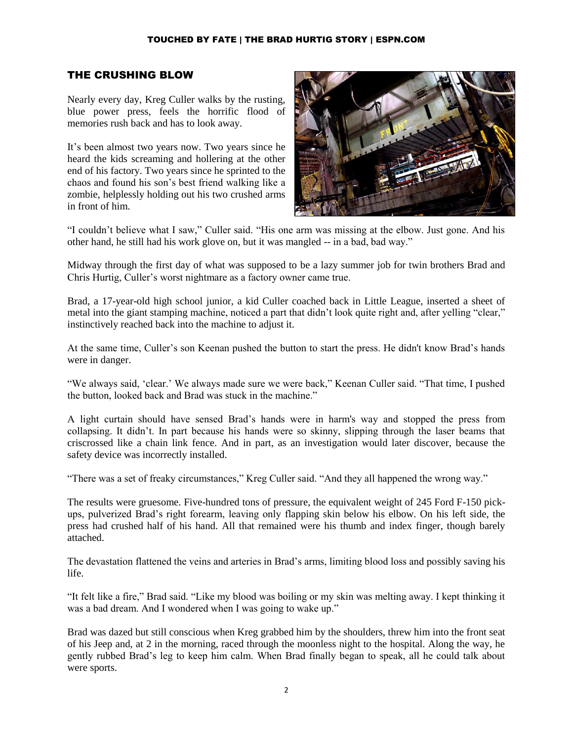## THE CRUSHING BLOW

Nearly every day, Kreg Culler walks by the rusting, blue power press, feels the horrific flood of memories rush back and has to look away.

It's been almost two years now. Two years since he heard the kids screaming and hollering at the other end of his factory. Two years since he sprinted to the chaos and found his son's best friend walking like a zombie, helplessly holding out his two crushed arms in front of him.

"I couldn't believe what I saw," Culler said. "His one arm was missing at the elbow. Just gone. And his other hand, he still had his work glove on, but it was mangled -- in a bad, bad way."

Midway through the first day of what was supposed to be a lazy summer job for twin brothers Brad and Chris Hurtig, Culler's worst nightmare as a factory owner came true.

Brad, a 17-year-old high school junior, a kid Culler coached back in Little League, inserted a sheet of metal into the giant stamping machine, noticed a part that didn't look quite right and, after yelling "clear," instinctively reached back into the machine to adjust it.

At the same time, Culler's son Keenan pushed the button to start the press. He didn't know Brad's hands were in danger.

"We always said, 'clear.' We always made sure we were back," Keenan Culler said. "That time, I pushed the button, looked back and Brad was stuck in the machine."

A light curtain should have sensed Brad's hands were in harm's way and stopped the press from collapsing. It didn't. In part because his hands were so skinny, slipping through the laser beams that crisscrossed like a chain link fence. And in part, as an investigation would later discover, because the safety device was incorrectly installed.

"There was a set of freaky circumstances," Kreg Culler said. "And they all happened the wrong way."

The results were gruesome. Five-hundred tons of pressure, the equivalent weight of 245 Ford F-150 pick-ups, pulverized Brad's right forearm, leaving only flapping skin below his elbow. On his left side, the press had crushed half of his hand. All that remained were his thumb and index finger, though barely attached.

The devastation flattened the veins and arteries in Brad's arms, limiting blood loss and possibly saving his life.

"It felt like a fire," Brad said. "Like my blood was boiling or my skin was melting away. I kept thinking it was a bad dream. And I wondered when I was going to wake up."

Brad was dazed but still conscious when Kreg grabbed him by the shoulders, threw him into the front seat of his Jeep and, at 2 in the morning, raced through the moonless night to the hospital. Along the way, he gently rubbed Brad's leg to keep him calm. When Brad finally began to speak, all he could talk about were sports.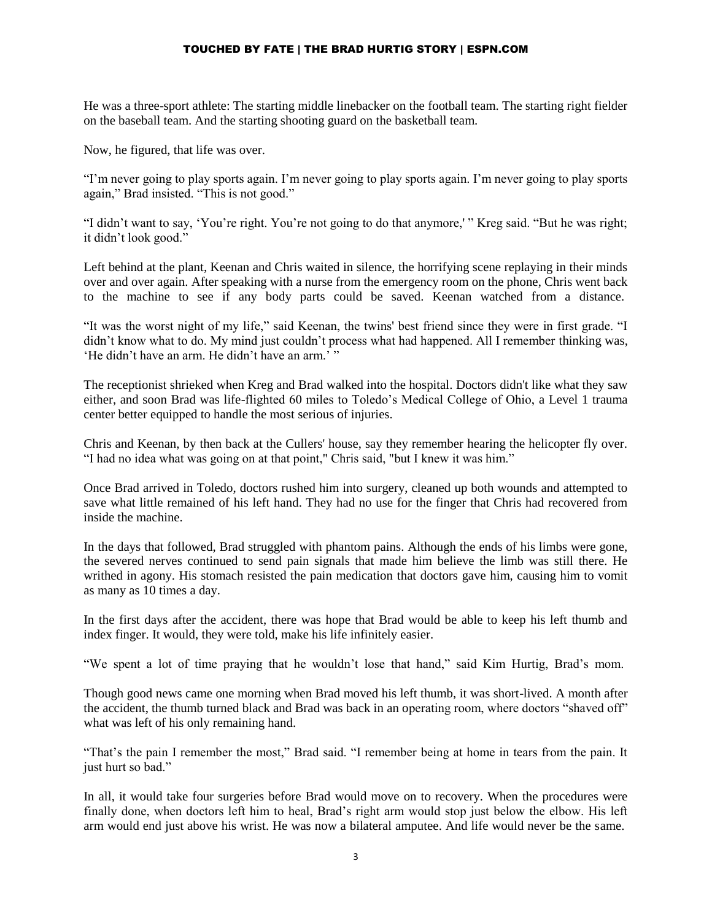He was a three-sport athlete: The starting middle linebacker on the football team. The starting right fielder on the baseball team. And the starting shooting guard on the basketball team.

Now, he figured, that life was over.

"I'm never going to play sports again. I'm never going to play sports again. I'm never going to play sports again," Brad insisted. "This is not good."

"I didn't want to say, 'You're right. You're not going to do that anymore,' " Kreg said. "But he was right; it didn't look good."

Left behind at the plant, Keenan and Chris waited in silence, the horrifying scene replaying in their minds over and over again. After speaking with a nurse from the emergency room on the phone, Chris went back to the machine to see if any body parts could be saved. Keenan watched from a distance.

"It was the worst night of my life," said Keenan, the twins' best friend since they were in first grade. "I didn't know what to do. My mind just couldn't process what had happened. All I remember thinking was, 'He didn't have an arm. He didn't have an arm.' "

The receptionist shrieked when Kreg and Brad walked into the hospital. Doctors didn't like what they saw either, and soon Brad was life-flighted 60 miles to Toledo's Medical College of Ohio, a Level 1 trauma center better equipped to handle the most serious of injuries.

Chris and Keenan, by then back at the Cullers' house, say they remember hearing the helicopter fly over. "I had no idea what was going on at that point," Chris said, "but I knew it was him."

Once Brad arrived in Toledo, doctors rushed him into surgery, cleaned up both wounds and attempted to save what little remained of his left hand. They had no use for the finger that Chris had recovered from inside the machine.

In the days that followed, Brad struggled with phantom pains. Although the ends of his limbs were gone, the severed nerves continued to send pain signals that made him believe the limb was still there. He writhed in agony. His stomach resisted the pain medication that doctors gave him, causing him to vomit as many as 10 times a day.

In the first days after the accident, there was hope that Brad would be able to keep his left thumb and index finger. It would, they were told, make his life infinitely easier.

"We spent a lot of time praying that he wouldn't lose that hand," said Kim Hurtig, Brad's mom.

Though good news came one morning when Brad moved his left thumb, it was short-lived. A month after the accident, the thumb turned black and Brad was back in an operating room, where doctors "shaved off" what was left of his only remaining hand.

"That's the pain I remember the most," Brad said. "I remember being at home in tears from the pain. It just hurt so bad."

In all, it would take four surgeries before Brad would move on to recovery. When the procedures were finally done, when doctors left him to heal, Brad's right arm would stop just below the elbow. His left arm would end just above his wrist. He was now a bilateral amputee. And life would never be the same.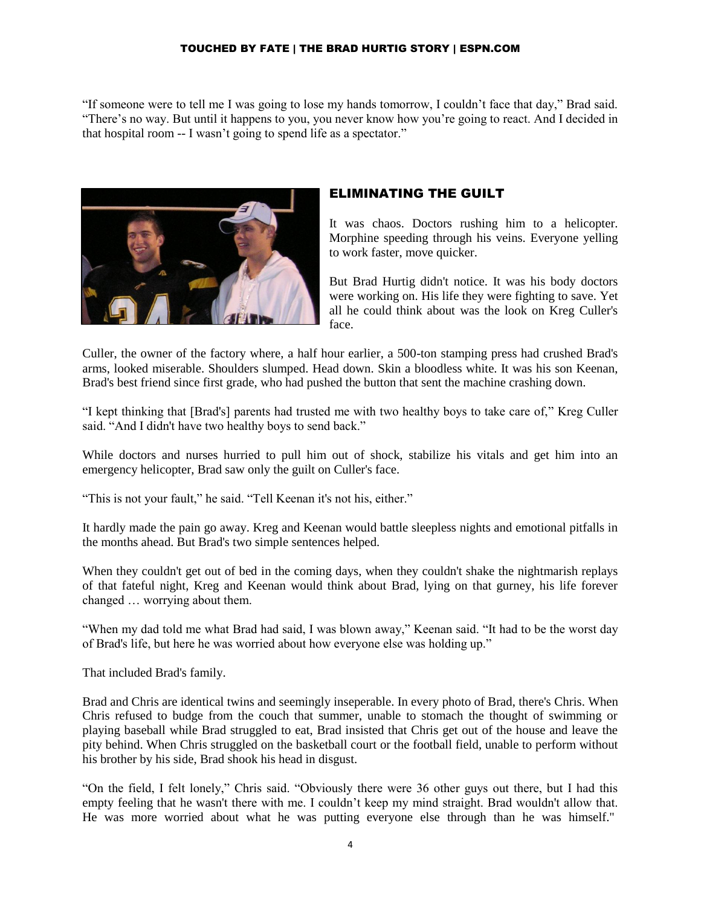“If someone were to tell me I was going to lose my hands tomorrow, I couldn’t face that day,” Brad said. “There’s no way. But until it happens to you, you never know how you’re going to react. And I decided in that hospital room -- I wasn’t going to spend life as a spectator.”

## ELIMINATING THE GUILT

It was chaos. Doctors rushing him to a helicopter. Morphine speeding through his veins. Everyone yelling to work faster, move quicker.

But Brad Hurtig didn't notice. It was his body doctors were working on. His life they were fighting to save. Yet all he could think about was the look on Kreg Culler's face.

Culler, the owner of the factory where, a half hour earlier, a 500-ton stamping press had crushed Brad's arms, looked miserable. Shoulders slumped. Head down. Skin a bloodless white. It was his son Keenan, Brad's best friend since first grade, who had pushed the button that sent the machine crashing down.

“I kept thinking that [Brad's] parents had trusted me with two healthy boys to take care of,” Kreg Culler said. “And I didn't have two healthy boys to send back.”

While doctors and nurses hurried to pull him out of shock, stabilize his vitals and get him into an emergency helicopter, Brad saw only the guilt on Culler's face.

“This is not your fault,” he said. “Tell Keenan it's not his, either.”

It hardly made the pain go away. Kreg and Keenan would battle sleepless nights and emotional pitfalls in the months ahead. But Brad's two simple sentences helped.

When they couldn't get out of bed in the coming days, when they couldn't shake the nightmarish replays of that fateful night, Kreg and Keenan would think about Brad, lying on that gurney, his life forever changed … worrying about them.

“When my dad told me what Brad had said, I was blown away,” Keenan said. “It had to be the worst day of Brad's life, but here he was worried about how everyone else was holding up.”

That included Brad's family.

Brad and Chris are identical twins and seemingly inseperable. In every photo of Brad, there's Chris. When Chris refused to budge from the couch that summer, unable to stomach the thought of swimming or playing baseball while Brad struggled to eat, Brad insisted that Chris get out of the house and leave the pity behind. When Chris struggled on the basketball court or the football field, unable to perform without his brother by his side, Brad shook his head in disgust.

“On the field, I felt lonely,” Chris said. “Obviously there were 36 other guys out there, but I had this empty feeling that he wasn't there with me. I couldn’t keep my mind straight. Brad wouldn't allow that. He was more worried about what he was putting everyone else through than he was himself."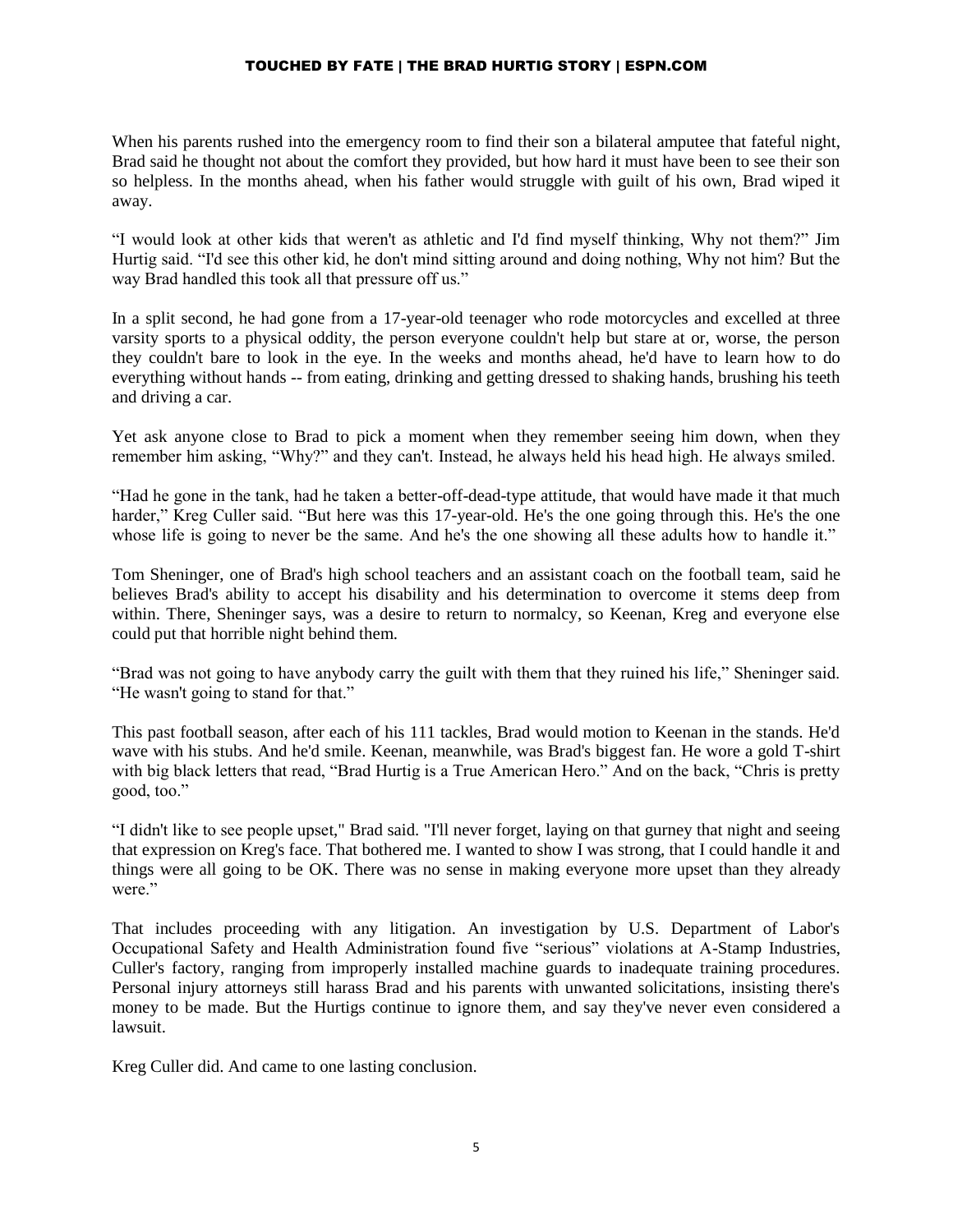When his parents rushed into the emergency room to find their son a bilateral amputee that fateful night, Brad said he thought not about the comfort they provided, but how hard it must have been to see their son so helpless. In the months ahead, when his father would struggle with guilt of his own, Brad wiped it away.

“I would look at other kids that weren't as athletic and I'd find myself thinking, Why not them?” Jim Hurtig said. “I'd see this other kid, he don't mind sitting around and doing nothing, Why not him? But the way Brad handled this took all that pressure off us.”

In a split second, he had gone from a 17-year-old teenager who rode motorcycles and excelled at three varsity sports to a physical oddity, the person everyone couldn't help but stare at or, worse, the person they couldn't bare to look in the eye. In the weeks and months ahead, he'd have to learn how to do everything without hands -- from eating, drinking and getting dressed to shaking hands, brushing his teeth and driving a car.

Yet ask anyone close to Brad to pick a moment when they remember seeing him down, when they remember him asking, “Why?” and they can't. Instead, he always held his head high. He always smiled.

“Had he gone in the tank, had he taken a better-off-dead-type attitude, that would have made it that much harder,” Kreg Culler said. “But here was this 17-year-old. He's the one going through this. He's the one whose life is going to never be the same. And he's the one showing all these adults how to handle it.”

Tom Sheninger, one of Brad's high school teachers and an assistant coach on the football team, said he believes Brad's ability to accept his disability and his determination to overcome it stems deep from within. There, Sheninger says, was a desire to return to normalcy, so Keenan, Kreg and everyone else could put that horrible night behind them.

“Brad was not going to have anybody carry the guilt with them that they ruined his life,” Sheninger said. “He wasn't going to stand for that.”

This past football season, after each of his 111 tackles, Brad would motion to Keenan in the stands. He'd wave with his stubs. And he'd smile. Keenan, meanwhile, was Brad's biggest fan. He wore a gold T-shirt with big black letters that read, “Brad Hurtig is a True American Hero.” And on the back, “Chris is pretty good, too.”

“I didn't like to see people upset," Brad said. "I'll never forget, laying on that gurney that night and seeing that expression on Kreg's face. That bothered me. I wanted to show I was strong, that I could handle it and things were all going to be OK. There was no sense in making everyone more upset than they already were.”

That includes proceeding with any litigation. An investigation by U.S. Department of Labor's Occupational Safety and Health Administration found five “serious” violations at A-Stamp Industries, Culler's factory, ranging from improperly installed machine guards to inadequate training procedures. Personal injury attorneys still harass Brad and his parents with unwanted solicitations, insisting there's money to be made. But the Hurtigs continue to ignore them, and say they've never even considered a lawsuit.

Kreg Culler did. And came to one lasting conclusion.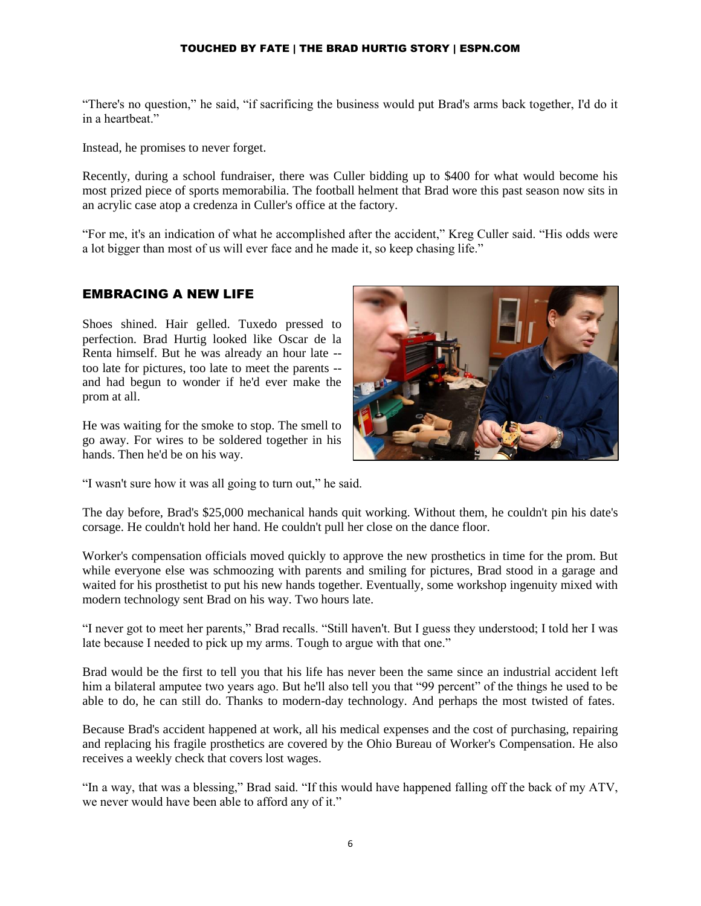"There's no question," he said, "if sacrificing the business would put Brad's arms back together, I'd do it in a heartbeat."

Instead, he promises to never forget.

Recently, during a school fundraiser, there was Culler bidding up to $400 for what would become his most prized piece of sports memorabilia. The football helment that Brad wore this past season now sits in an acrylic case atop a credenza in Culler's office at the factory.

"For me, it's an indication of what he accomplished after the accident," Kreg Culler said. "His odds were a lot bigger than most of us will ever face and he made it, so keep chasing life."

## EMBRACING A NEW LIFE

Shoes shined. Hair gelled. Tuxedo pressed to perfection. Brad Hurtig looked like Oscar de la Renta himself. But he was already an hour late -- too late for pictures, too late to meet the parents -- and had begun to wonder if he'd ever make the prom at all.

He was waiting for the smoke to stop. The smell to go away. For wires to be soldered together in his hands. Then he'd be on his way.

"I wasn't sure how it was all going to turn out," he said.

The day before, Brad's $25,000 mechanical hands quit working. Without them, he couldn't pin his date's corsage. He couldn't hold her hand. He couldn't pull her close on the dance floor.

Worker's compensation officials moved quickly to approve the new prosthetics in time for the prom. But while everyone else was schmoozing with parents and smiling for pictures, Brad stood in a garage and waited for his prosthetist to put his new hands together. Eventually, some workshop ingenuity mixed with modern technology sent Brad on his way. Two hours late.

"I never got to meet her parents," Brad recalls. "Still haven't. But I guess they understood; I told her I was late because I needed to pick up my arms. Tough to argue with that one."

Brad would be the first to tell you that his life has never been the same since an industrial accident left him a bilateral amputee two years ago. But he'll also tell you that "99 percent" of the things he used to be able to do, he can still do. Thanks to modern-day technology. And perhaps the most twisted of fates.

Because Brad's accident happened at work, all his medical expenses and the cost of purchasing, repairing and replacing his fragile prosthetics are covered by the Ohio Bureau of Worker's Compensation. He also receives a weekly check that covers lost wages.

"In a way, that was a blessing," Brad said. "If this would have happened falling off the back of my ATV, we never would have been able to afford any of it."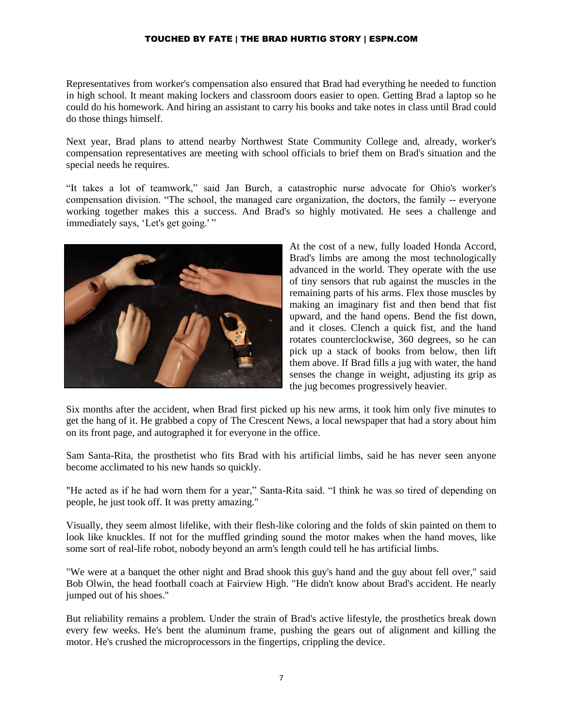Representatives from worker's compensation also ensured that Brad had everything he needed to function in high school. It meant making lockers and classroom doors easier to open. Getting Brad a laptop so he could do his homework. And hiring an assistant to carry his books and take notes in class until Brad could do those things himself.

Next year, Brad plans to attend nearby Northwest State Community College and, already, worker's compensation representatives are meeting with school officials to brief them on Brad's situation and the special needs he requires.

"It takes a lot of teamwork," said Jan Burch, a catastrophic nurse advocate for Ohio's worker's compensation division. "The school, the managed care organization, the doctors, the family -- everyone working together makes this a success. And Brad's so highly motivated. He sees a challenge and immediately says, 'Let's get going.' "

At the cost of a new, fully loaded Honda Accord, Brad's limbs are among the most technologically advanced in the world. They operate with the use of tiny sensors that rub against the muscles in the remaining parts of his arms. Flex those muscles by making an imaginary fist and then bend that fist upward, and the hand opens. Bend the fist down, and it closes. Clench a quick fist, and the hand rotates counterclockwise, 360 degrees, so he can pick up a stack of books from below, then lift them above. If Brad fills a jug with water, the hand senses the change in weight, adjusting its grip as the jug becomes progressively heavier.

Six months after the accident, when Brad first picked up his new arms, it took him only five minutes to get the hang of it. He grabbed a copy of The Crescent News, a local newspaper that had a story about him on its front page, and autographed it for everyone in the office.

Sam Santa-Rita, the prosthetist who fits Brad with his artificial limbs, said he has never seen anyone become acclimated to his new hands so quickly.

"He acted as if he had worn them for a year," Santa-Rita said. "I think he was so tired of depending on people, he just took off. It was pretty amazing."

Visually, they seem almost lifelike, with their flesh-like coloring and the folds of skin painted on them to look like knuckles. If not for the muffled grinding sound the motor makes when the hand moves, like some sort of real-life robot, nobody beyond an arm's length could tell he has artificial limbs.

"We were at a banquet the other night and Brad shook this guy's hand and the guy about fell over," said Bob Olwin, the head football coach at Fairview High. "He didn't know about Brad's accident. He nearly jumped out of his shoes."

But reliability remains a problem. Under the strain of Brad's active lifestyle, the prosthetics break down every few weeks. He's bent the aluminum frame, pushing the gears out of alignment and killing the motor. He's crushed the microprocessors in the fingertips, crippling the device.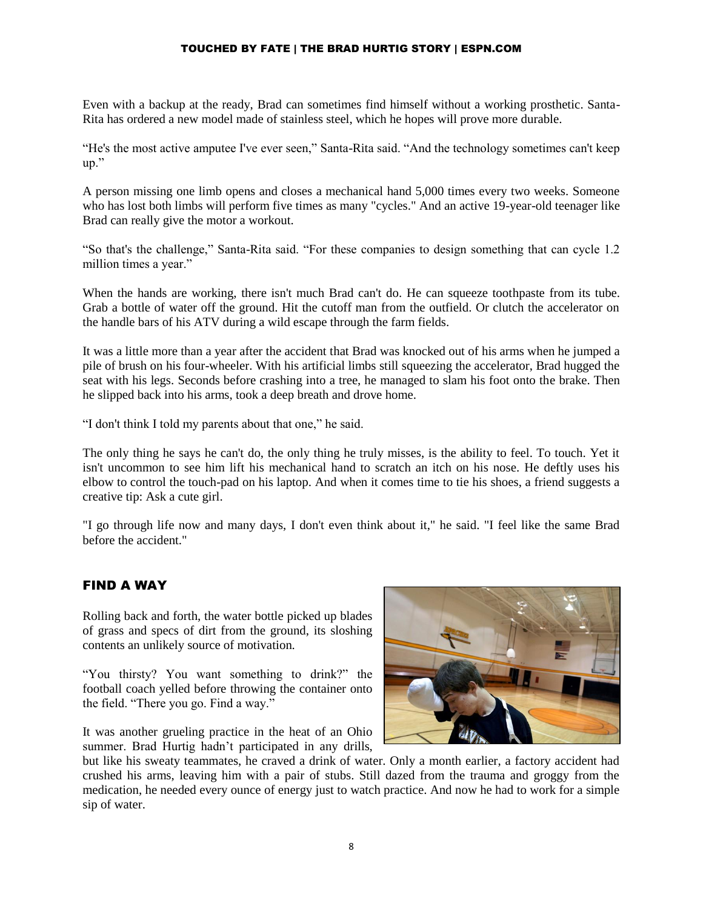Even with a backup at the ready, Brad can sometimes find himself without a working prosthetic. Santa-Rita has ordered a new model made of stainless steel, which he hopes will prove more durable.

“He's the most active amputee I've ever seen,” Santa-Rita said. “And the technology sometimes can't keep up.”

A person missing one limb opens and closes a mechanical hand 5,000 times every two weeks. Someone who has lost both limbs will perform five times as many "cycles." And an active 19-year-old teenager like Brad can really give the motor a workout.

“So that's the challenge,” Santa-Rita said. “For these companies to design something that can cycle 1.2 million times a year.”

When the hands are working, there isn't much Brad can't do. He can squeeze toothpaste from its tube. Grab a bottle of water off the ground. Hit the cutoff man from the outfield. Or clutch the accelerator on the handle bars of his ATV during a wild escape through the farm fields.

It was a little more than a year after the accident that Brad was knocked out of his arms when he jumped a pile of brush on his four-wheeler. With his artificial limbs still squeezing the accelerator, Brad hugged the seat with his legs. Seconds before crashing into a tree, he managed to slam his foot onto the brake. Then he slipped back into his arms, took a deep breath and drove home.

“I don't think I told my parents about that one,” he said.

The only thing he says he can't do, the only thing he truly misses, is the ability to feel. To touch. Yet it isn't uncommon to see him lift his mechanical hand to scratch an itch on his nose. He deftly uses his elbow to control the touch-pad on his laptop. And when it comes time to tie his shoes, a friend suggests a creative tip: Ask a cute girl.

"I go through life now and many days, I don't even think about it," he said. "I feel like the same Brad before the accident."

## FIND A WAY

Rolling back and forth, the water bottle picked up blades of grass and specs of dirt from the ground, its sloshing contents an unlikely source of motivation.

“You thirsty? You want something to drink?” the football coach yelled before throwing the container onto the field. “There you go. Find a way.”

It was another grueling practice in the heat of an Ohio summer. Brad Hurtig hadn’t participated in any drills, but like his sweaty teammates, he craved a drink of water. Only a month earlier, a factory accident had crushed his arms, leaving him with a pair of stubs. Still dazed from the trauma and groggy from the medication, he needed every ounce of energy just to watch practice. And now he had to work for a simple sip of water.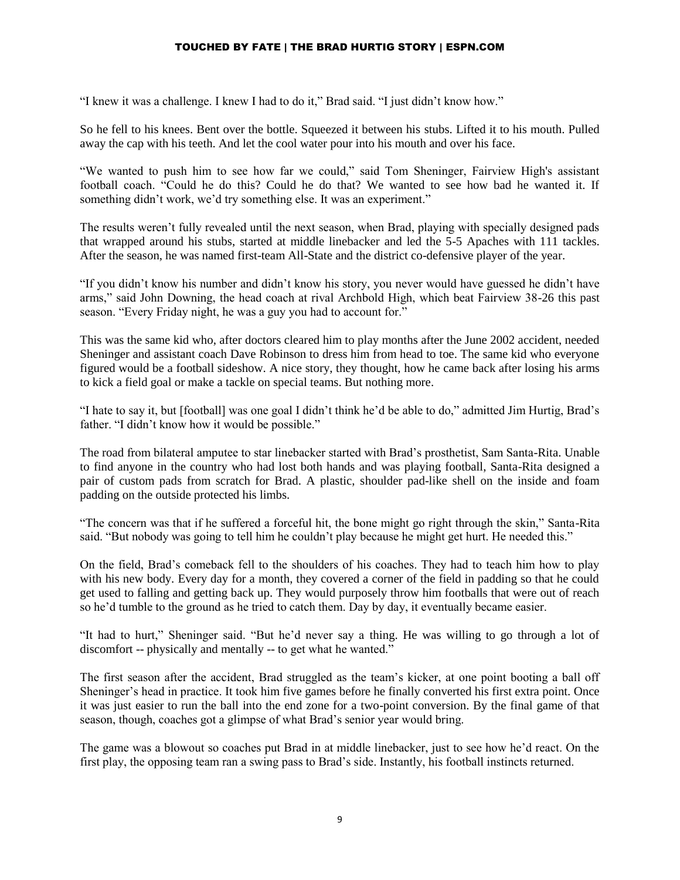"I knew it was a challenge. I knew I had to do it," Brad said. "I just didn't know how."

So he fell to his knees. Bent over the bottle. Squeezed it between his stubs. Lifted it to his mouth. Pulled away the cap with his teeth. And let the cool water pour into his mouth and over his face.

"We wanted to push him to see how far we could," said Tom Sheninger, Fairview High's assistant football coach. "Could he do this? Could he do that? We wanted to see how bad he wanted it. If something didn't work, we'd try something else. It was an experiment."

The results weren't fully revealed until the next season, when Brad, playing with specially designed pads that wrapped around his stubs, started at middle linebacker and led the 5-5 Apaches with 111 tackles. After the season, he was named first-team All-State and the district co-defensive player of the year.

"If you didn't know his number and didn't know his story, you never would have guessed he didn't have arms," said John Downing, the head coach at rival Archbold High, which beat Fairview 38-26 this past season. "Every Friday night, he was a guy you had to account for."

This was the same kid who, after doctors cleared him to play months after the June 2002 accident, needed Sheninger and assistant coach Dave Robinson to dress him from head to toe. The same kid who everyone figured would be a football sideshow. A nice story, they thought, how he came back after losing his arms to kick a field goal or make a tackle on special teams. But nothing more.

"I hate to say it, but [football] was one goal I didn't think he'd be able to do," admitted Jim Hurtig, Brad's father. "I didn't know how it would be possible."

The road from bilateral amputee to star linebacker started with Brad's prosthetist, Sam Santa-Rita. Unable to find anyone in the country who had lost both hands and was playing football, Santa-Rita designed a pair of custom pads from scratch for Brad. A plastic, shoulder pad-like shell on the inside and foam padding on the outside protected his limbs.

"The concern was that if he suffered a forceful hit, the bone might go right through the skin," Santa-Rita said. "But nobody was going to tell him he couldn't play because he might get hurt. He needed this."

On the field, Brad's comeback fell to the shoulders of his coaches. They had to teach him how to play with his new body. Every day for a month, they covered a corner of the field in padding so that he could get used to falling and getting back up. They would purposely throw him footballs that were out of reach so he'd tumble to the ground as he tried to catch them. Day by day, it eventually became easier.

"It had to hurt," Sheninger said. "But he'd never say a thing. He was willing to go through a lot of discomfort -- physically and mentally -- to get what he wanted."

The first season after the accident, Brad struggled as the team's kicker, at one point booting a ball off Sheninger's head in practice. It took him five games before he finally converted his first extra point. Once it was just easier to run the ball into the end zone for a two-point conversion. By the final game of that season, though, coaches got a glimpse of what Brad's senior year would bring.

The game was a blowout so coaches put Brad in at middle linebacker, just to see how he'd react. On the first play, the opposing team ran a swing pass to Brad's side. Instantly, his football instincts returned.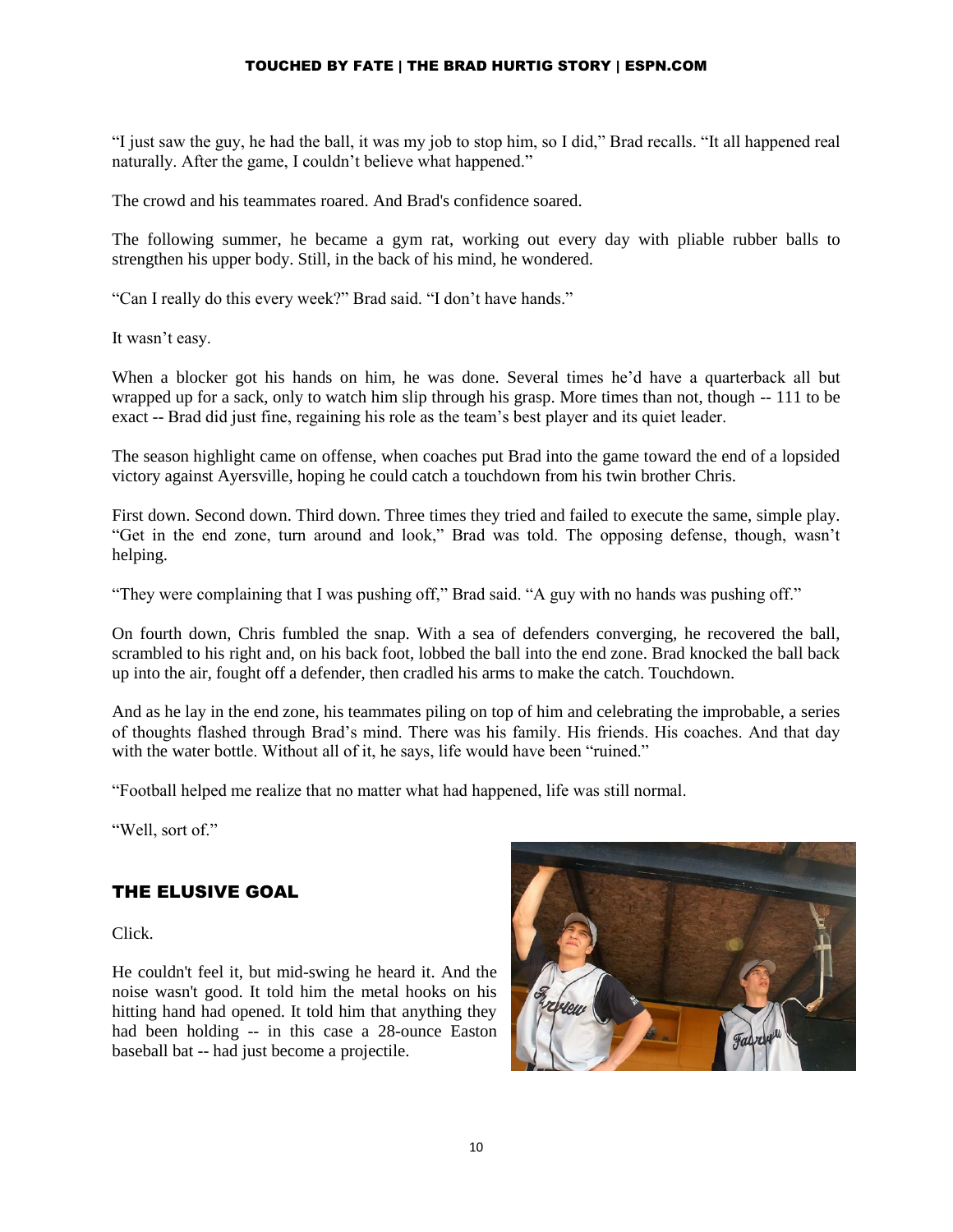"I just saw the guy, he had the ball, it was my job to stop him, so I did," Brad recalls. "It all happened real naturally. After the game, I couldn't believe what happened."

The crowd and his teammates roared. And Brad's confidence soared.

The following summer, he became a gym rat, working out every day with pliable rubber balls to strengthen his upper body. Still, in the back of his mind, he wondered.

"Can I really do this every week?" Brad said. "I don't have hands."

It wasn't easy.

When a blocker got his hands on him, he was done. Several times he'd have a quarterback all but wrapped up for a sack, only to watch him slip through his grasp. More times than not, though -- 111 to be exact -- Brad did just fine, regaining his role as the team's best player and its quiet leader.

The season highlight came on offense, when coaches put Brad into the game toward the end of a lopsided victory against Ayersville, hoping he could catch a touchdown from his twin brother Chris.

First down. Second down. Third down. Three times they tried and failed to execute the same, simple play. "Get in the end zone, turn around and look," Brad was told. The opposing defense, though, wasn't helping.

"They were complaining that I was pushing off," Brad said. "A guy with no hands was pushing off."

On fourth down, Chris fumbled the snap. With a sea of defenders converging, he recovered the ball, scrambled to his right and, on his back foot, lobbed the ball into the end zone. Brad knocked the ball back up into the air, fought off a defender, then cradled his arms to make the catch. Touchdown.

And as he lay in the end zone, his teammates piling on top of him and celebrating the improbable, a series of thoughts flashed through Brad's mind. There was his family. His friends. His coaches. And that day with the water bottle. Without all of it, he says, life would have been "ruined."

"Football helped me realize that no matter what had happened, life was still normal.

"Well, sort of."

## THE ELUSIVE GOAL

Click.

He couldn't feel it, but mid-swing he heard it. And the noise wasn't good. It told him the metal hooks on his hitting hand had opened. It told him that anything they had been holding -- in this case a 28-ounce Easton baseball bat -- had just become a projectile.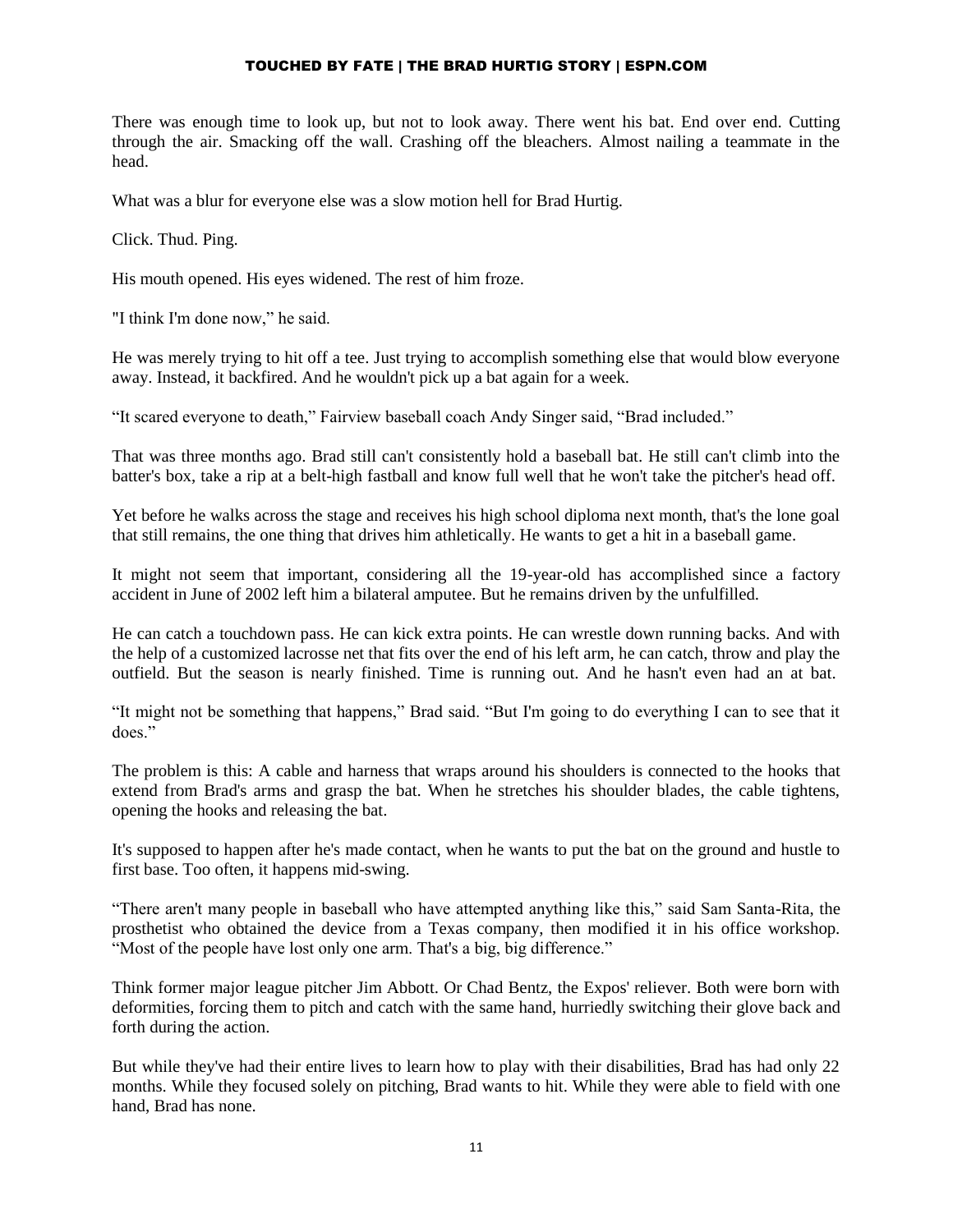There was enough time to look up, but not to look away. There went his bat. End over end. Cutting through the air. Smacking off the wall. Crashing off the bleachers. Almost nailing a teammate in the head.

What was a blur for everyone else was a slow motion hell for Brad Hurtig.

Click. Thud. Ping.

His mouth opened. His eyes widened. The rest of him froze.

"I think I'm done now," he said.

He was merely trying to hit off a tee. Just trying to accomplish something else that would blow everyone away. Instead, it backfired. And he wouldn't pick up a bat again for a week.

"It scared everyone to death," Fairview baseball coach Andy Singer said, "Brad included."

That was three months ago. Brad still can't consistently hold a baseball bat. He still can't climb into the batter's box, take a rip at a belt-high fastball and know full well that he won't take the pitcher's head off.

Yet before he walks across the stage and receives his high school diploma next month, that's the lone goal that still remains, the one thing that drives him athletically. He wants to get a hit in a baseball game.

It might not seem that important, considering all the 19-year-old has accomplished since a factory accident in June of 2002 left him a bilateral amputee. But he remains driven by the unfulfilled.

He can catch a touchdown pass. He can kick extra points. He can wrestle down running backs. And with the help of a customized lacrosse net that fits over the end of his left arm, he can catch, throw and play the outfield. But the season is nearly finished. Time is running out. And he hasn't even had an at bat.

"It might not be something that happens," Brad said. "But I'm going to do everything I can to see that it does."

The problem is this: A cable and harness that wraps around his shoulders is connected to the hooks that extend from Brad's arms and grasp the bat. When he stretches his shoulder blades, the cable tightens, opening the hooks and releasing the bat.

It's supposed to happen after he's made contact, when he wants to put the bat on the ground and hustle to first base. Too often, it happens mid-swing.

"There aren't many people in baseball who have attempted anything like this," said Sam Santa-Rita, the prosthetist who obtained the device from a Texas company, then modified it in his office workshop. "Most of the people have lost only one arm. That's a big, big difference."

Think former major league pitcher Jim Abbott. Or Chad Bentz, the Expos' reliever. Both were born with deformities, forcing them to pitch and catch with the same hand, hurriedly switching their glove back and forth during the action.

But while they've had their entire lives to learn how to play with their disabilities, Brad has had only 22 months. While they focused solely on pitching, Brad wants to hit. While they were able to field with one hand, Brad has none.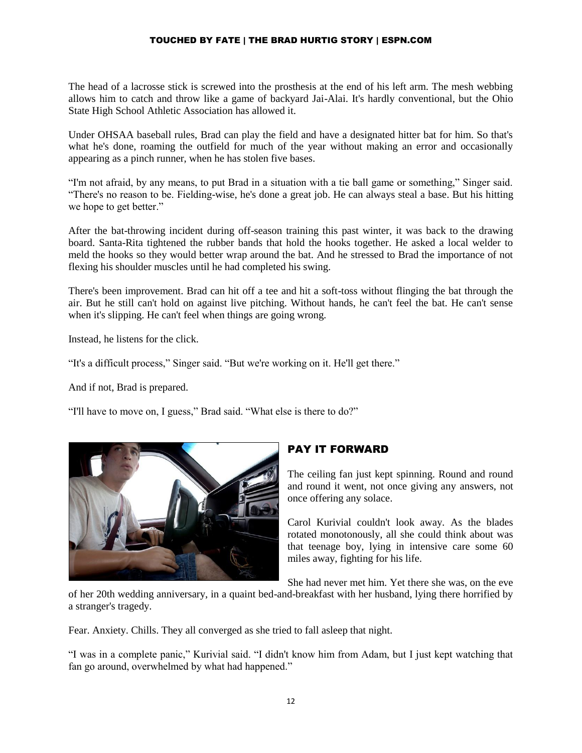The head of a lacrosse stick is screwed into the prosthesis at the end of his left arm. The mesh webbing allows him to catch and throw like a game of backyard Jai-Alai. It's hardly conventional, but the Ohio State High School Athletic Association has allowed it.

Under OHSAA baseball rules, Brad can play the field and have a designated hitter bat for him. So that's what he's done, roaming the outfield for much of the year without making an error and occasionally appearing as a pinch runner, when he has stolen five bases.

"I'm not afraid, by any means, to put Brad in a situation with a tie ball game or something," Singer said. "There's no reason to be. Fielding-wise, he's done a great job. He can always steal a base. But his hitting we hope to get better."

After the bat-throwing incident during off-season training this past winter, it was back to the drawing board. Santa-Rita tightened the rubber bands that hold the hooks together. He asked a local welder to meld the hooks so they would better wrap around the bat. And he stressed to Brad the importance of not flexing his shoulder muscles until he had completed his swing.

There's been improvement. Brad can hit off a tee and hit a soft-toss without flinging the bat through the air. But he still can't hold on against live pitching. Without hands, he can't feel the bat. He can't sense when it's slipping. He can't feel when things are going wrong.

Instead, he listens for the click.

"It's a difficult process," Singer said. "But we're working on it. He'll get there."

And if not, Brad is prepared.

"I'll have to move on, I guess," Brad said. "What else is there to do?"

## PAY IT FORWARD

The ceiling fan just kept spinning. Round and round and round it went, not once giving any answers, not once offering any solace.

Carol Kurivial couldn't look away. As the blades rotated monotonously, all she could think about was that teenage boy, lying in intensive care some 60 miles away, fighting for his life.

She had never met him. Yet there she was, on the eve of her 20th wedding anniversary, in a quaint bed-and-breakfast with her husband, lying there horrified by a stranger's tragedy.

Fear. Anxiety. Chills. They all converged as she tried to fall asleep that night.

"I was in a complete panic," Kurivial said. "I didn't know him from Adam, but I just kept watching that fan go around, overwhelmed by what had happened."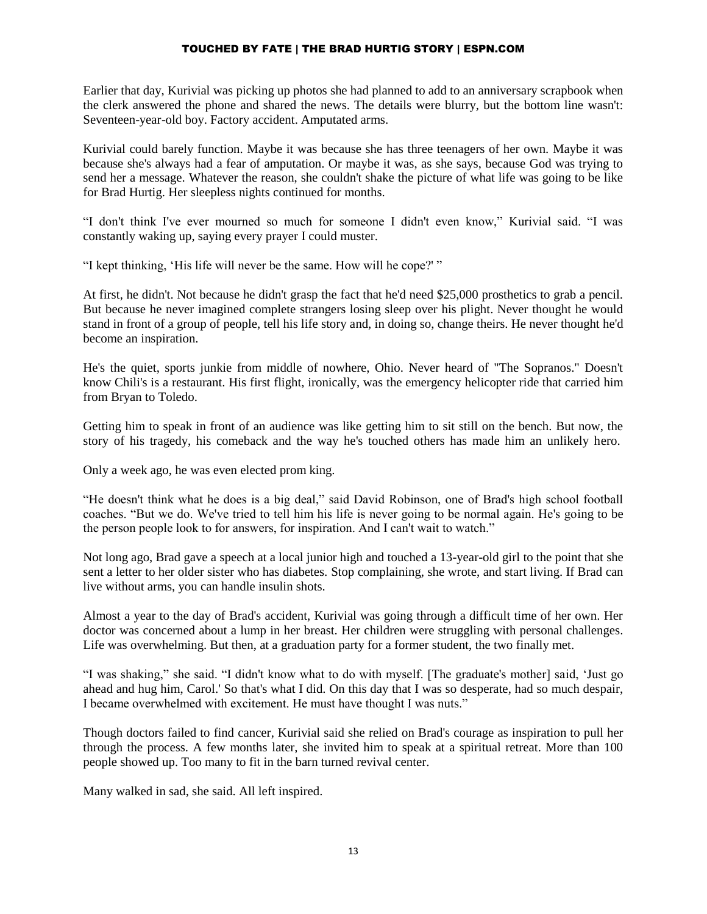Earlier that day, Kurivial was picking up photos she had planned to add to an anniversary scrapbook when the clerk answered the phone and shared the news. The details were blurry, but the bottom line wasn't: Seventeen-year-old boy. Factory accident. Amputated arms.

Kurivial could barely function. Maybe it was because she has three teenagers of her own. Maybe it was because she's always had a fear of amputation. Or maybe it was, as she says, because God was trying to send her a message. Whatever the reason, she couldn't shake the picture of what life was going to be like for Brad Hurtig. Her sleepless nights continued for months.

"I don't think I've ever mourned so much for someone I didn't even know," Kurivial said. "I was constantly waking up, saying every prayer I could muster.

"I kept thinking, 'His life will never be the same. How will he cope?' "

At first, he didn't. Not because he didn't grasp the fact that he'd need $25,000 prosthetics to grab a pencil. But because he never imagined complete strangers losing sleep over his plight. Never thought he would stand in front of a group of people, tell his life story and, in doing so, change theirs. He never thought he'd become an inspiration.

He's the quiet, sports junkie from middle of nowhere, Ohio. Never heard of "The Sopranos." Doesn't know Chili's is a restaurant. His first flight, ironically, was the emergency helicopter ride that carried him from Bryan to Toledo.

Getting him to speak in front of an audience was like getting him to sit still on the bench. But now, the story of his tragedy, his comeback and the way he's touched others has made him an unlikely hero.

Only a week ago, he was even elected prom king.

"He doesn't think what he does is a big deal," said David Robinson, one of Brad's high school football coaches. "But we do. We've tried to tell him his life is never going to be normal again. He's going to be the person people look to for answers, for inspiration. And I can't wait to watch."

Not long ago, Brad gave a speech at a local junior high and touched a 13-year-old girl to the point that she sent a letter to her older sister who has diabetes. Stop complaining, she wrote, and start living. If Brad can live without arms, you can handle insulin shots.

Almost a year to the day of Brad's accident, Kurivial was going through a difficult time of her own. Her doctor was concerned about a lump in her breast. Her children were struggling with personal challenges. Life was overwhelming. But then, at a graduation party for a former student, the two finally met.

"I was shaking," she said. "I didn't know what to do with myself. [The graduate's mother] said, 'Just go ahead and hug him, Carol.' So that's what I did. On this day that I was so desperate, had so much despair, I became overwhelmed with excitement. He must have thought I was nuts."

Though doctors failed to find cancer, Kurivial said she relied on Brad's courage as inspiration to pull her through the process. A few months later, she invited him to speak at a spiritual retreat. More than 100 people showed up. Too many to fit in the barn turned revival center.

Many walked in sad, she said. All left inspired.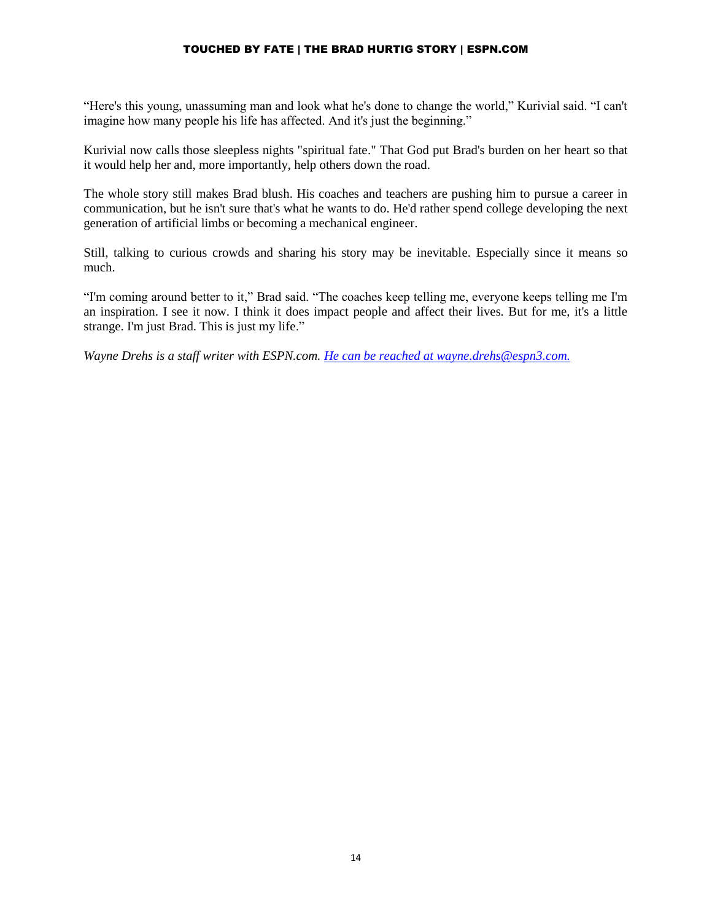"Here's this young, unassuming man and look what he's done to change the world," Kurivial said. "I can't imagine how many people his life has affected. And it's just the beginning."

Kurivial now calls those sleepless nights "spiritual fate." That God put Brad's burden on her heart so that it would help her and, more importantly, help others down the road.

The whole story still makes Brad blush. His coaches and teachers are pushing him to pursue a career in communication, but he isn't sure that's what he wants to do. He'd rather spend college developing the next generation of artificial limbs or becoming a mechanical engineer.

Still, talking to curious crowds and sharing his story may be inevitable. Especially since it means so much.

"I'm coming around better to it," Brad said. "The coaches keep telling me, everyone keeps telling me I'm an inspiration. I see it now. I think it does impact people and affect their lives. But for me, it's a little strange. I'm just Brad. This is just my life."

*Wayne Drehs is a staff writer with ESPN.com. He can be reached at wayne.drehs@espn3.com.*